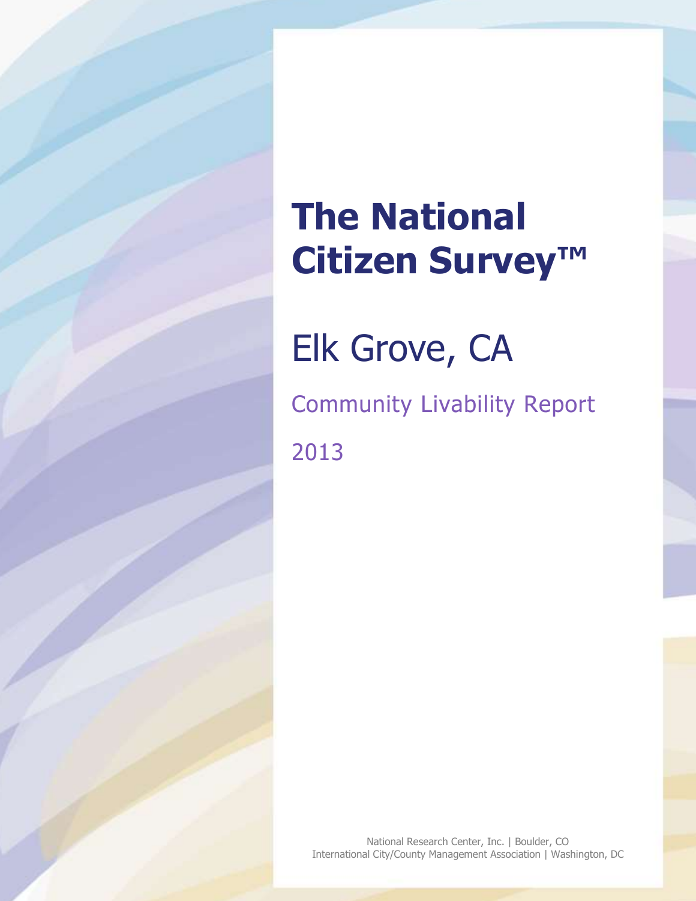# The National Citizen Survey™

## Elk Grove, CA

### Community Livability Report

### 2013

National Research Center, Inc. | Boulder, CO
International City/County Management Association | Washington, DC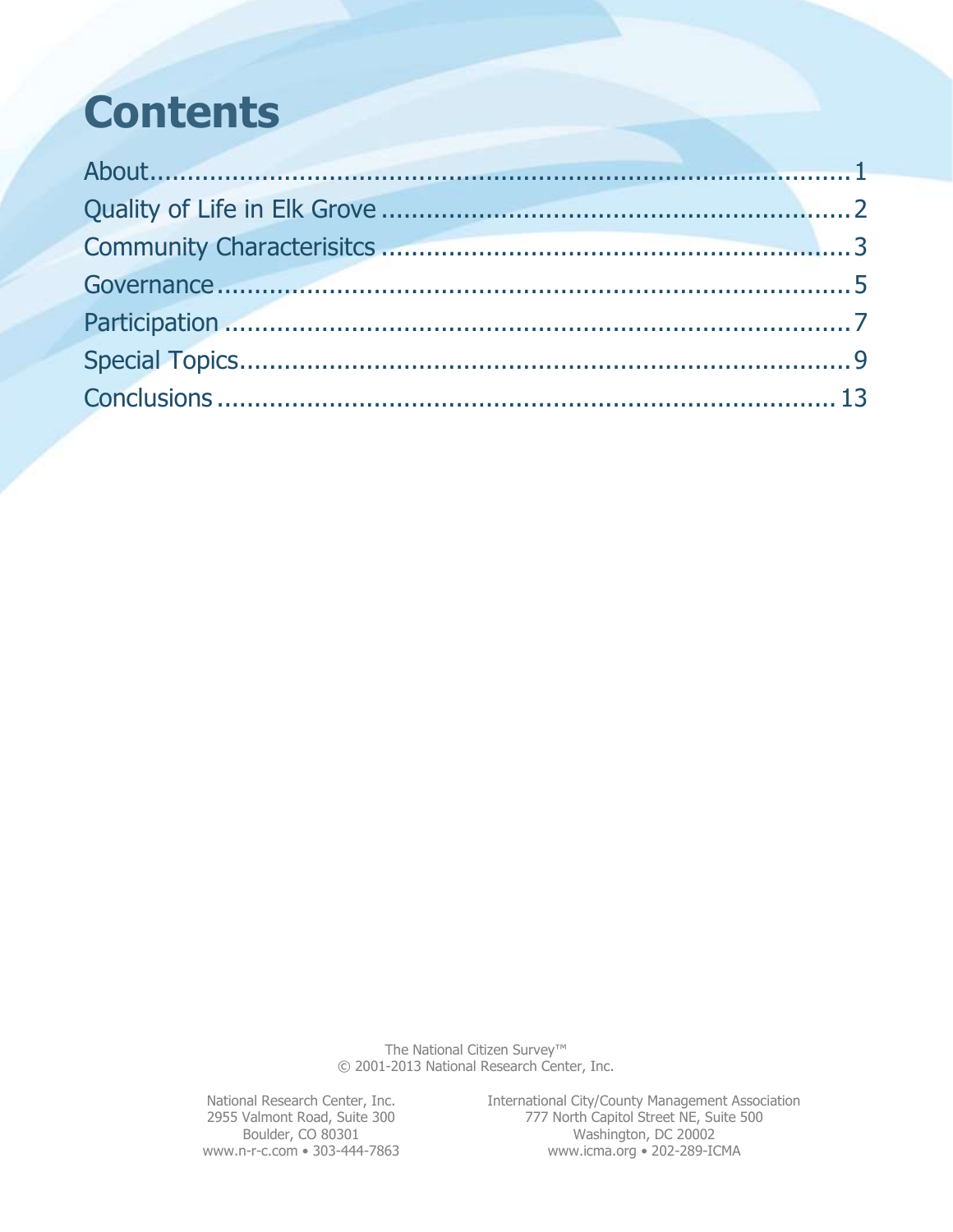# Contents

About....................................................................................1
Quality of Life in Elk Grove ..............................................................2
Community Characterisitcs ..............................................................3
Governance..............................................................................5
Participation ............................................................................7
Special Topics...........................................................................9
Conclusions ............................................................................13

The National Citizen Survey™
© 2001-2013 National Research Center, Inc.

National Research Center, Inc.
2955 Valmont Road, Suite 300
Boulder, CO 80301
www.n-r-c.com • 303-444-7863

International City/County Management Association
777 North Capitol Street NE, Suite 500
Washington, DC 20002
www.icma.org • 202-289-ICMA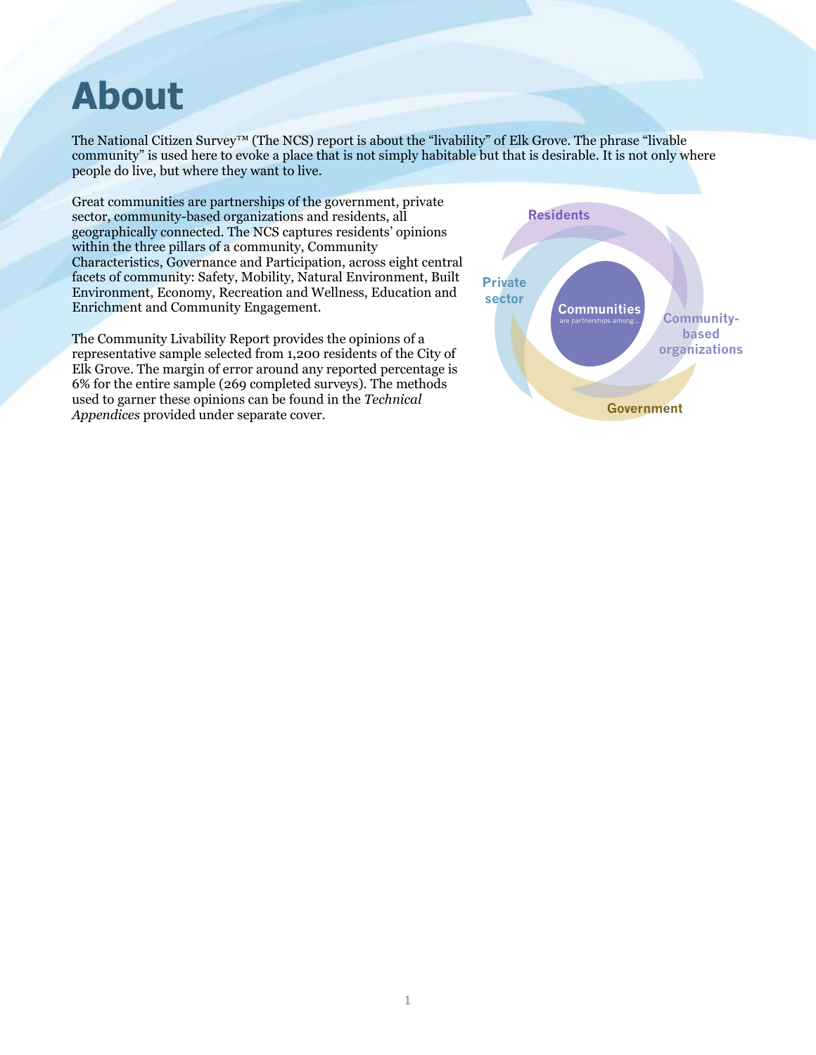# About

The National Citizen Survey™ (The NCS) report is about the "livability" of Elk Grove. The phrase "livable community" is used here to evoke a place that is not simply habitable but that is desirable. It is not only where people do live, but where they want to live.

Great communities are partnerships of the government, private sector, community-based organizations and residents, all geographically connected. The NCS captures residents' opinions within the three pillars of a community, Community Characteristics, Governance and Participation, across eight central facets of community: Safety, Mobility, Natural Environment, Built Environment, Economy, Recreation and Wellness, Education and Enrichment and Community Engagement.

Residents

Private sector

Communities
are partnerships among...

Community-based organizations

Government

The Community Livability Report provides the opinions of a representative sample selected from 1,200 residents of the City of Elk Grove. The margin of error around any reported percentage is 6% for the entire sample (269 completed surveys). The methods used to garner these opinions can be found in the *Technical Appendices* provided under separate cover.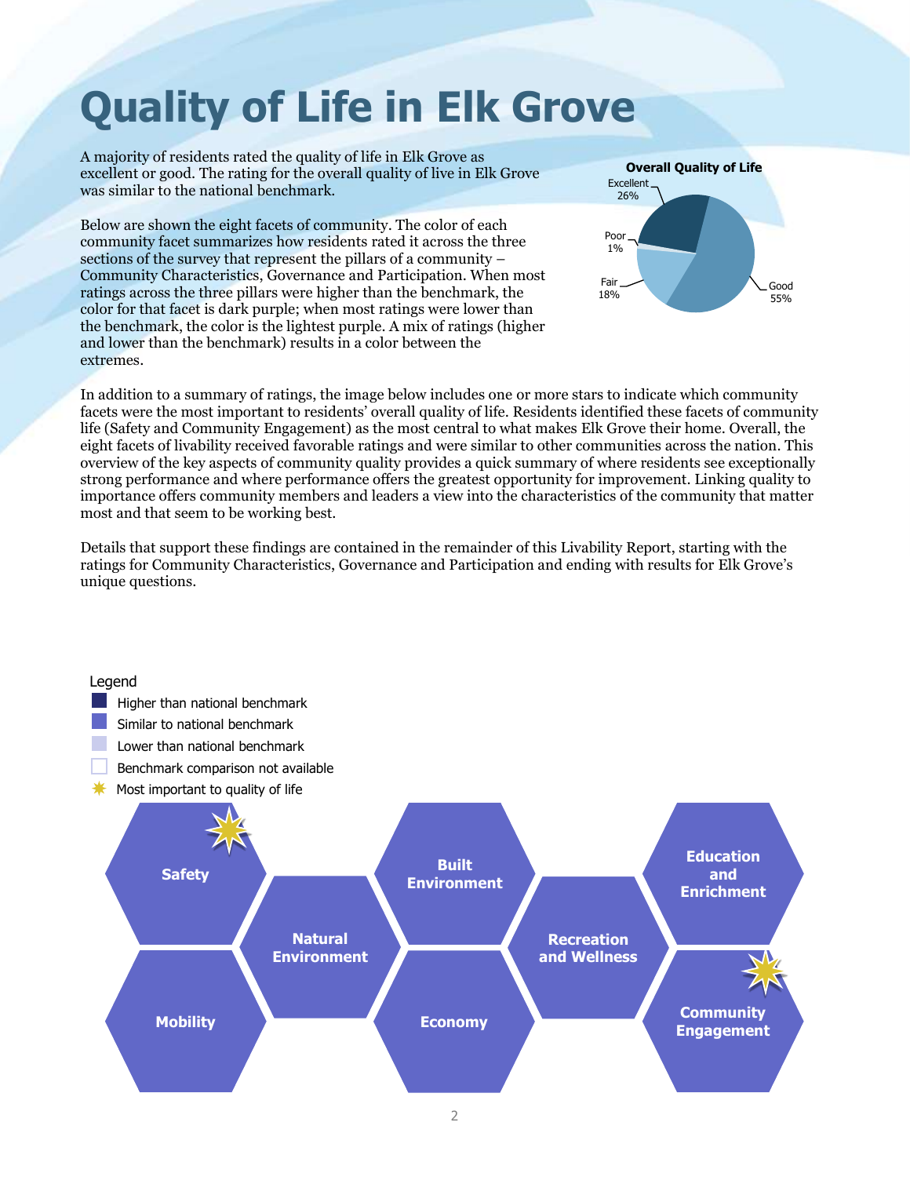# Quality of Life in Elk Grove

A majority of residents rated the quality of life in Elk Grove as excellent or good. The rating for the overall quality of live in Elk Grove was similar to the national benchmark.

Below are shown the eight facets of community. The color of each community facet summarizes how residents rated it across the three sections of the survey that represent the pillars of a community – Community Characteristics, Governance and Participation. When most ratings across the three pillars were higher than the benchmark, the color for that facet is dark purple; when most ratings were lower than the benchmark, the color is the lightest purple. A mix of ratings (higher and lower than the benchmark) results in a color between the extremes.

**Overall Quality of Life**

Excellent 26%
Poor 1%
Fair 18%
Good 55%

In addition to a summary of ratings, the image below includes one or more stars to indicate which community facets were the most important to residents' overall quality of life. Residents identified these facets of community life (Safety and Community Engagement) as the most central to what makes Elk Grove their home. Overall, the eight facets of livability received favorable ratings and were similar to other communities across the nation. This overview of the key aspects of community quality provides a quick summary of where residents see exceptionally strong performance and where performance offers the greatest opportunity for improvement. Linking quality to importance offers community members and leaders a view into the characteristics of the community that matter most and that seem to be working best.

Details that support these findings are contained in the remainder of this Livability Report, starting with the ratings for Community Characteristics, Governance and Participation and ending with results for Elk Grove's unique questions.

Legend
- Higher than national benchmark
- Similar to national benchmark
- Lower than national benchmark
- Benchmark comparison not available
- Most important to quality of life

Safety
Natural Environment
Built Environment
Recreation and Wellness
Education and Enrichment
Mobility
Economy
Community Engagement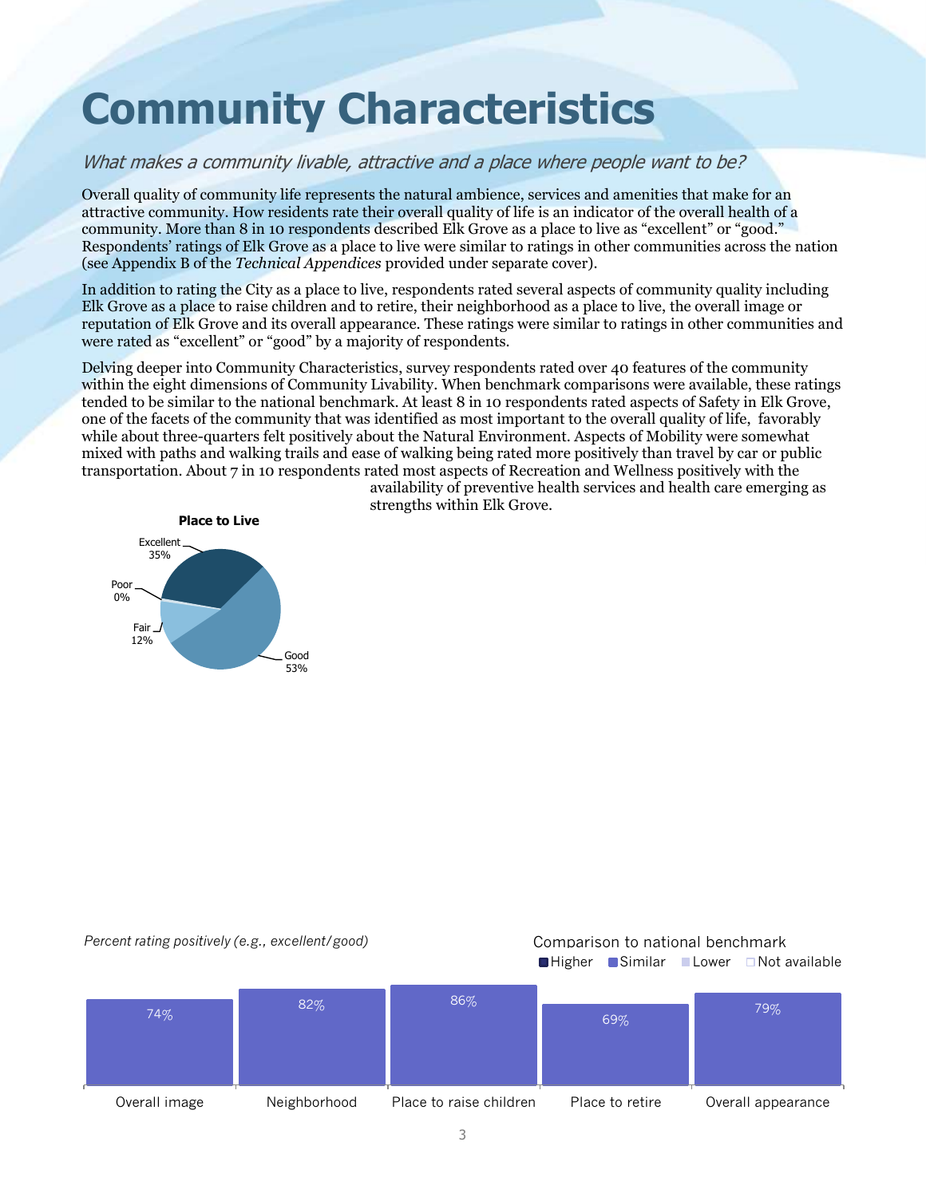# Community Characteristics

*What makes a community livable, attractive and a place where people want to be?*

Overall quality of community life represents the natural ambience, services and amenities that make for an attractive community. How residents rate their overall quality of life is an indicator of the overall health of a community. More than 8 in 10 respondents described Elk Grove as a place to live as "excellent" or "good." Respondents' ratings of Elk Grove as a place to live were similar to ratings in other communities across the nation (see Appendix B of the *Technical Appendices* provided under separate cover).

In addition to rating the City as a place to live, respondents rated several aspects of community quality including Elk Grove as a place to raise children and to retire, their neighborhood as a place to live, the overall image or reputation of Elk Grove and its overall appearance. These ratings were similar to ratings in other communities and were rated as "excellent" or "good" by a majority of respondents.

Delving deeper into Community Characteristics, survey respondents rated over 40 features of the community within the eight dimensions of Community Livability. When benchmark comparisons were available, these ratings tended to be similar to the national benchmark. At least 8 in 10 respondents rated aspects of Safety in Elk Grove, one of the facets of the community that was identified as most important to the overall quality of life, favorably while about three-quarters felt positively about the Natural Environment. Aspects of Mobility were somewhat mixed with paths and walking trails and ease of walking being rated more positively than travel by car or public transportation. About 7 in 10 respondents rated most aspects of Recreation and Wellness positively with the availability of preventive health services and health care emerging as strengths within Elk Grove.

**Place to Live**

| Rating | Percent |
|---|---|
| Excellent | 35% |
| Good | 53% |
| Fair | 12% |
| Poor | 0% |

*Percent rating positively (e.g., excellent/good)*

Comparison to national benchmark: Higher / Similar / Lower / Not available

| Overall image | Neighborhood | Place to raise children | Place to retire | Overall appearance |
|---|---|---|---|---|
| 74% | 82% | 86% | 69% | 79% |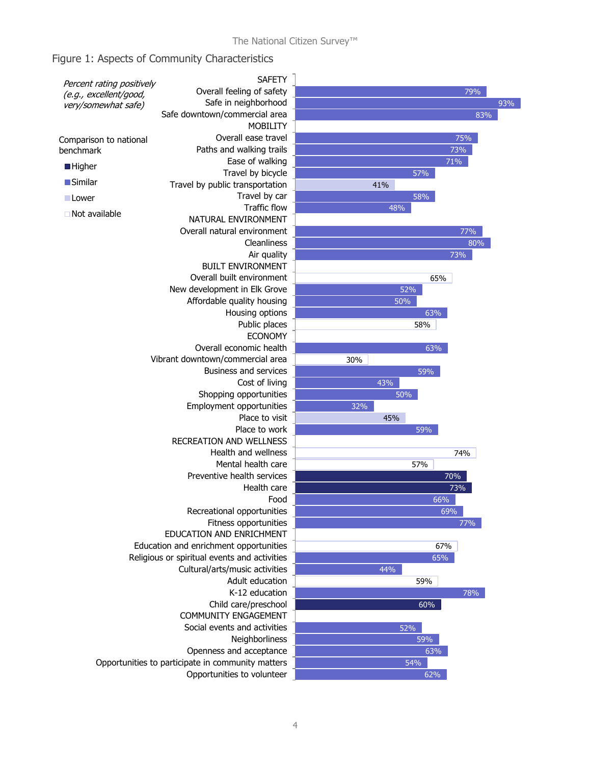## Figure 1: Aspects of Community Characteristics

*Percent rating positively (e.g., excellent/good, very/somewhat safe)*

Comparison to national benchmark

- Higher
- Similar
- Lower
- Not available

SAFETY
Overall feeling of safety 79%
Safe in neighborhood 93%
Safe downtown/commercial area 83%

MOBILITY
Overall ease travel 75%
Paths and walking trails 73%
Ease of walking 71%
Travel by bicycle 57%
Travel by public transportation 41%
Travel by car 58%
Traffic flow 48%

NATURAL ENVIRONMENT
Overall natural environment 77%
Cleanliness 80%
Air quality 73%

BUILT ENVIRONMENT
Overall built environment 65%
New development in Elk Grove 52%
Affordable quality housing 50%
Housing options 63%
Public places 58%

ECONOMY
Overall economic health 63%
Vibrant downtown/commercial area 30%
Business and services 59%
Cost of living 43%
Shopping opportunities 50%
Employment opportunities 32%
Place to visit 45%
Place to work 59%

RECREATION AND WELLNESS
Health and wellness 74%
Mental health care 57%
Preventive health services 70%
Health care 73%
Food 66%
Recreational opportunities 69%
Fitness opportunities 77%

EDUCATION AND ENRICHMENT
Education and enrichment opportunities 67%
Religious or spiritual events and activities 65%
Cultural/arts/music activities 44%
Adult education 59%
K-12 education 78%
Child care/preschool 60%

COMMUNITY ENGAGEMENT
Social events and activities 52%
Neighborliness 59%
Openness and acceptance 63%
Opportunities to participate in community matters 54%
Opportunities to volunteer 62%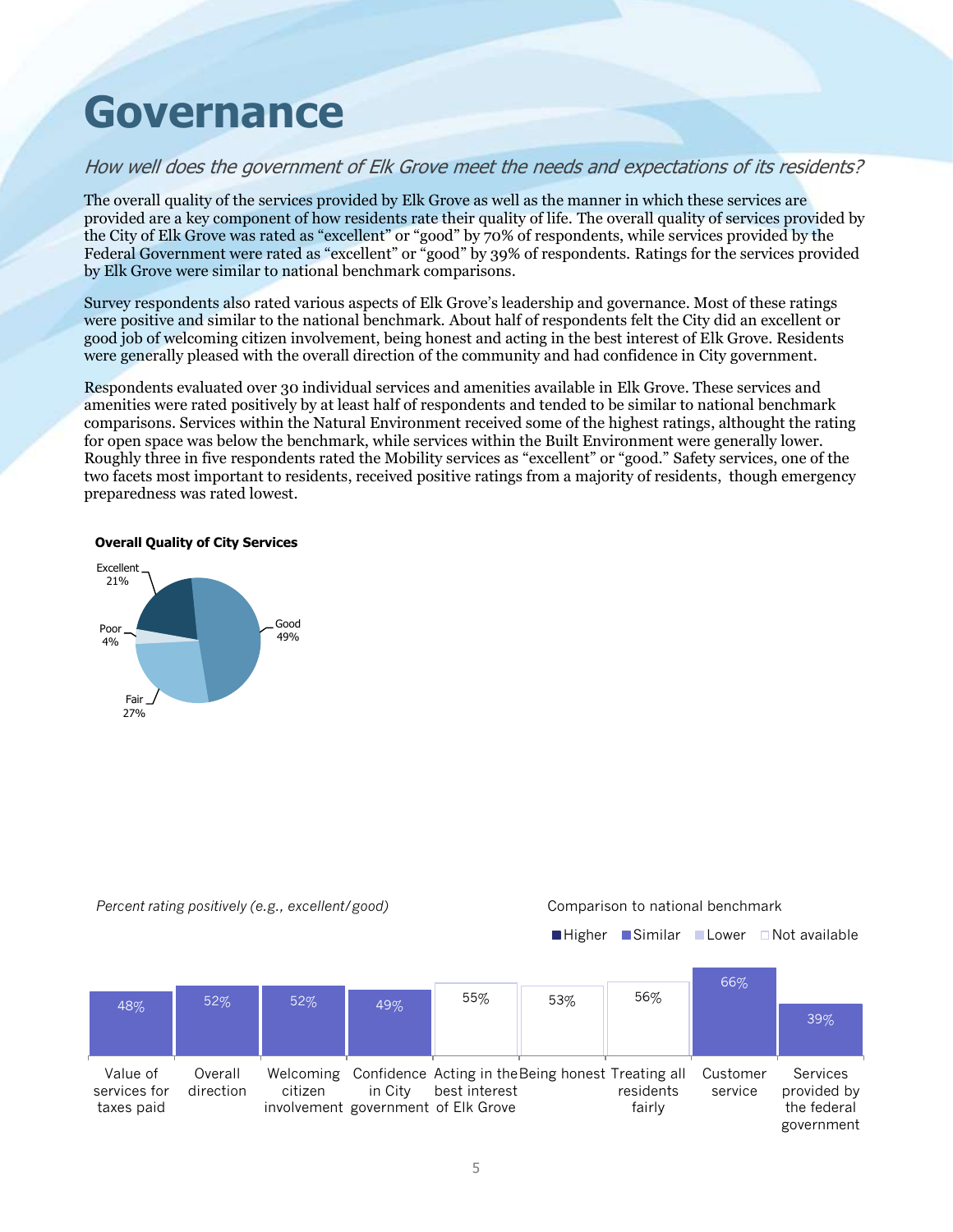# Governance

*How well does the government of Elk Grove meet the needs and expectations of its residents?*

The overall quality of the services provided by Elk Grove as well as the manner in which these services are provided are a key component of how residents rate their quality of life. The overall quality of services provided by the City of Elk Grove was rated as "excellent" or "good" by 70% of respondents, while services provided by the Federal Government were rated as "excellent" or "good" by 39% of respondents. Ratings for the services provided by Elk Grove were similar to national benchmark comparisons.

Survey respondents also rated various aspects of Elk Grove's leadership and governance. Most of these ratings were positive and similar to the national benchmark. About half of respondents felt the City did an excellent or good job of welcoming citizen involvement, being honest and acting in the best interest of Elk Grove. Residents were generally pleased with the overall direction of the community and had confidence in City government.

Respondents evaluated over 30 individual services and amenities available in Elk Grove. These services and amenities were rated positively by at least half of respondents and tended to be similar to national benchmark comparisons. Services within the Natural Environment received some of the highest ratings, althought the rating for open space was below the benchmark, while services within the Built Environment were generally lower. Roughly three in five respondents rated the Mobility services as "excellent" or "good." Safety services, one of the two facets most important to residents, received positive ratings from a majority of residents, though emergency preparedness was rated lowest.

**Overall Quality of City Services**

Excellent 21%
Good 49%
Fair 27%
Poor 4%

*Percent rating positively (e.g., excellent/good)*

Comparison to national benchmark

Higher Similar Lower Not available

48% Value of services for taxes paid
52% Overall direction
52% Welcoming citizen involvement
49% Confidence in City government
55% Acting in the best interest of Elk Grove
53% Being honest
56% Treating all residents fairly
66% Customer service
39% Services provided by the federal government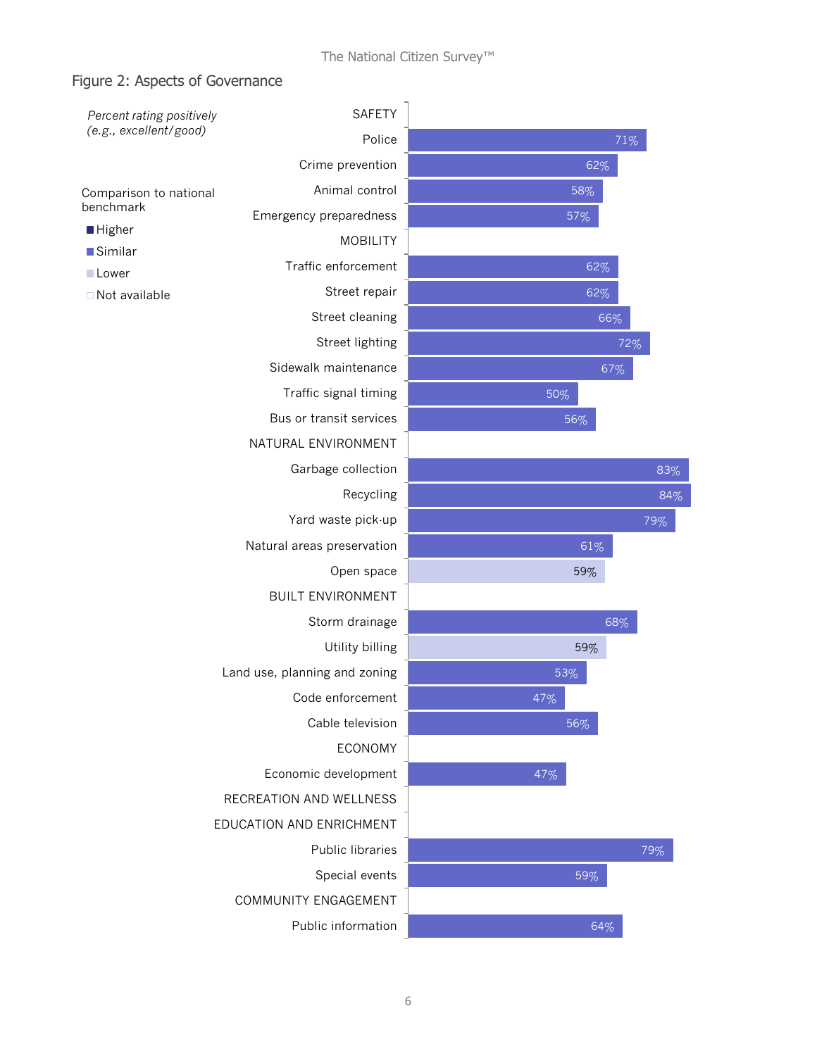## Figure 2: Aspects of Governance

*Percent rating positively (e.g., excellent/good)*

Comparison to national benchmark

- Higher
- Similar
- Lower
- Not available

SAFETY

Police 71%

Crime prevention 62%

Animal control 58%

Emergency preparedness 57%

MOBILITY

Traffic enforcement 62%

Street repair 62%

Street cleaning 66%

Street lighting 72%

Sidewalk maintenance 67%

Traffic signal timing 50%

Bus or transit services 56%

NATURAL ENVIRONMENT

Garbage collection 83%

Recycling 84%

Yard waste pick-up 79%

Natural areas preservation 61%

Open space 59%

BUILT ENVIRONMENT

Storm drainage 68%

Utility billing 59%

Land use, planning and zoning 53%

Code enforcement 47%

Cable television 56%

ECONOMY

Economic development 47%

RECREATION AND WELLNESS

EDUCATION AND ENRICHMENT

Public libraries 79%

Special events 59%

COMMUNITY ENGAGEMENT

Public information 64%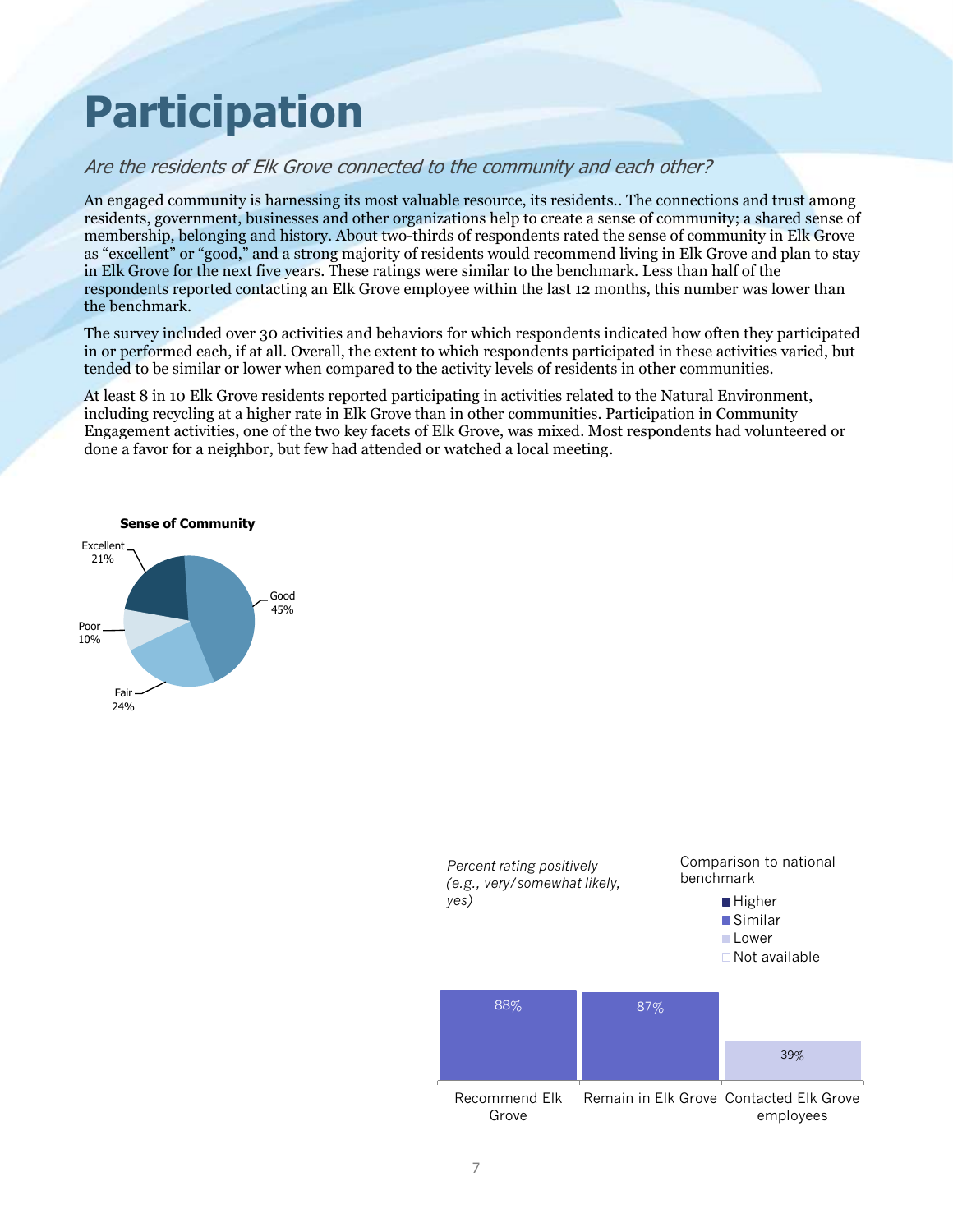# Participation

*Are the residents of Elk Grove connected to the community and each other?*

An engaged community is harnessing its most valuable resource, its residents.. The connections and trust among residents, government, businesses and other organizations help to create a sense of community; a shared sense of membership, belonging and history. About two-thirds of respondents rated the sense of community in Elk Grove as "excellent" or "good," and a strong majority of residents would recommend living in Elk Grove and plan to stay in Elk Grove for the next five years. These ratings were similar to the benchmark. Less than half of the respondents reported contacting an Elk Grove employee within the last 12 months, this number was lower than the benchmark.

The survey included over 30 activities and behaviors for which respondents indicated how often they participated in or performed each, if at all. Overall, the extent to which respondents participated in these activities varied, but tended to be similar or lower when compared to the activity levels of residents in other communities.

At least 8 in 10 Elk Grove residents reported participating in activities related to the Natural Environment, including recycling at a higher rate in Elk Grove than in other communities. Participation in Community Engagement activities, one of the two key facets of Elk Grove, was mixed. Most respondents had volunteered or done a favor for a neighbor, but few had attended or watched a local meeting.

**Sense of Community**

Excellent 21%
Good 45%
Fair 24%
Poor 10%

*Percent rating positively (e.g., very/somewhat likely, yes)*

Comparison to national benchmark
Higher
Similar
Lower
Not available

88%
87%
39%

Recommend Elk Grove
Remain in Elk Grove
Contacted Elk Grove employees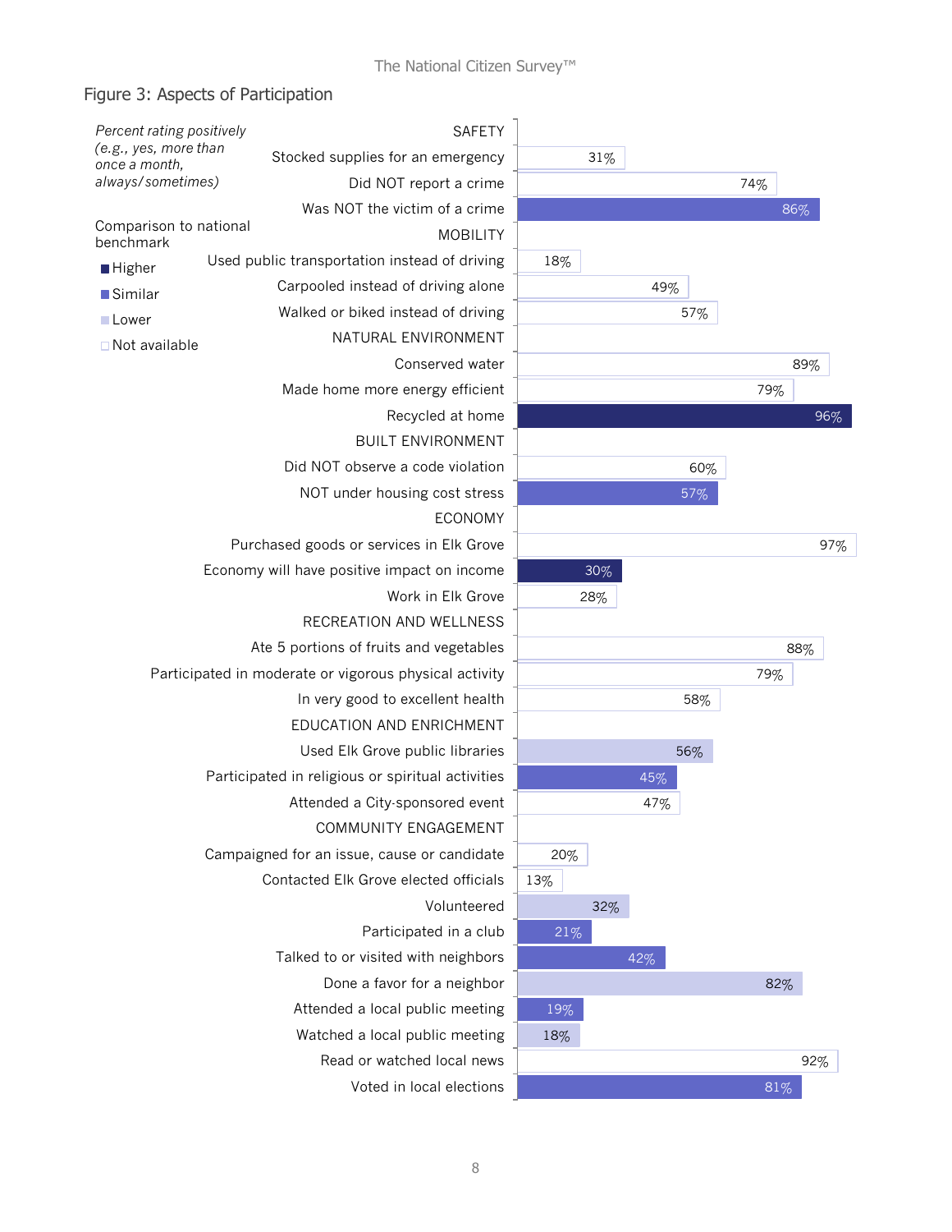## Figure 3: Aspects of Participation

*Percent rating positively (e.g., yes, more than once a month, always/sometimes)*

Comparison to national benchmark

- Higher
- Similar
- Lower
- Not available

SAFETY

Stocked supplies for an emergency 31%

Did NOT report a crime 74%

Was NOT the victim of a crime 86%

MOBILITY

Used public transportation instead of driving 18%

Carpooled instead of driving alone 49%

Walked or biked instead of driving 57%

NATURAL ENVIRONMENT

Conserved water 89%

Made home more energy efficient 79%

Recycled at home 96%

BUILT ENVIRONMENT

Did NOT observe a code violation 60%

NOT under housing cost stress 57%

ECONOMY

Purchased goods or services in Elk Grove 97%

Economy will have positive impact on income 30%

Work in Elk Grove 28%

RECREATION AND WELLNESS

Ate 5 portions of fruits and vegetables 88%

Participated in moderate or vigorous physical activity 79%

In very good to excellent health 58%

EDUCATION AND ENRICHMENT

Used Elk Grove public libraries 56%

Participated in religious or spiritual activities 45%

Attended a City-sponsored event 47%

COMMUNITY ENGAGEMENT

Campaigned for an issue, cause or candidate 20%

Contacted Elk Grove elected officials 13%

Volunteered 32%

Participated in a club 21%

Talked to or visited with neighbors 42%

Done a favor for a neighbor 82%

Attended a local public meeting 19%

Watched a local public meeting 18%

Read or watched local news 92%

Voted in local elections 81%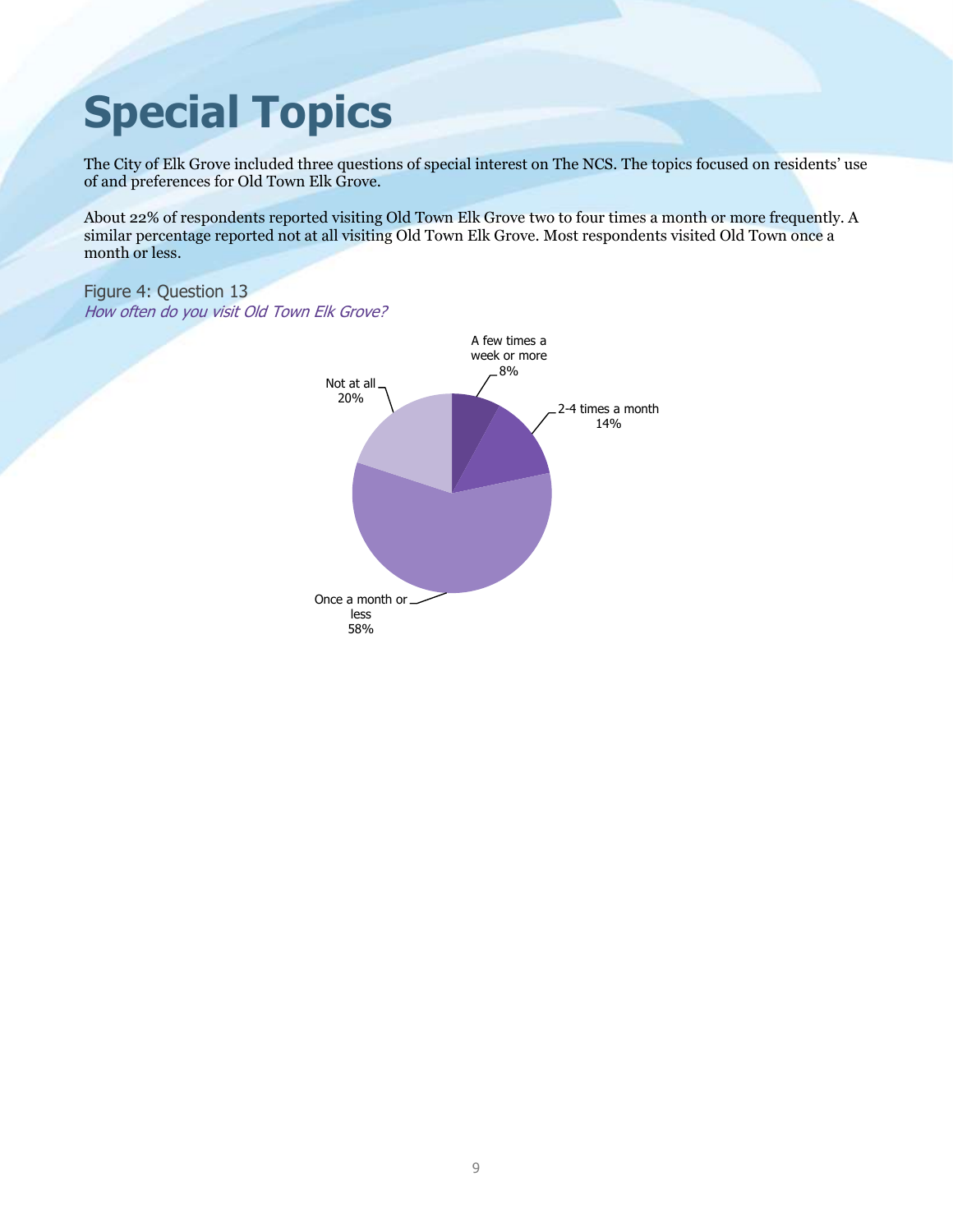# Special Topics

The City of Elk Grove included three questions of special interest on The NCS. The topics focused on residents' use of and preferences for Old Town Elk Grove.

About 22% of respondents reported visiting Old Town Elk Grove two to four times a month or more frequently. A similar percentage reported not at all visiting Old Town Elk Grove. Most respondents visited Old Town once a month or less.

Figure 4: Question 13

*How often do you visit Old Town Elk Grove?*

A few times a week or more
8%

2-4 times a month
14%

Once a month or less
58%

Not at all
20%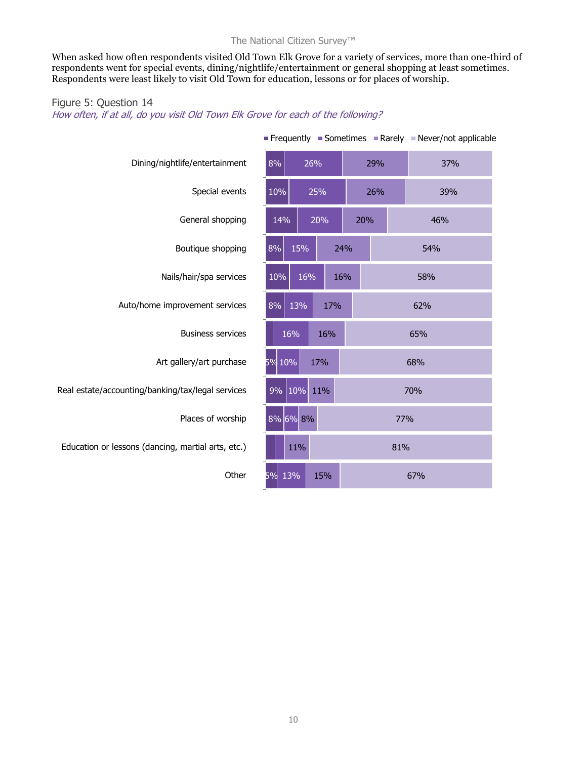When asked how often respondents visited Old Town Elk Grove for a variety of services, more than one-third of respondents went for special events, dining/nightlife/entertainment or general shopping at least sometimes. Respondents were least likely to visit Old Town for education, lessons or for places of worship.

Figure 5: Question 14

*How often, if at all, do you visit Old Town Elk Grove for each of the following?*

Frequently
Sometimes
Rarely
Never/not applicable

Dining/nightlife/entertainment 8% 26% 29% 37%

Special events 10% 25% 26% 39%

General shopping 14% 20% 20% 46%

Boutique shopping 8% 15% 24% 54%

Nails/hair/spa services 10% 16% 16% 58%

Auto/home improvement services 8% 13% 17% 62%

Business services 16% 16% 65%

Art gallery/art purchase 5% 10% 17% 68%

Real estate/accounting/banking/tax/legal services 9% 10% 11% 70%

Places of worship 8% 6% 8% 77%

Education or lessons (dancing, martial arts, etc.) 11% 81%

Other 5% 13% 15% 67%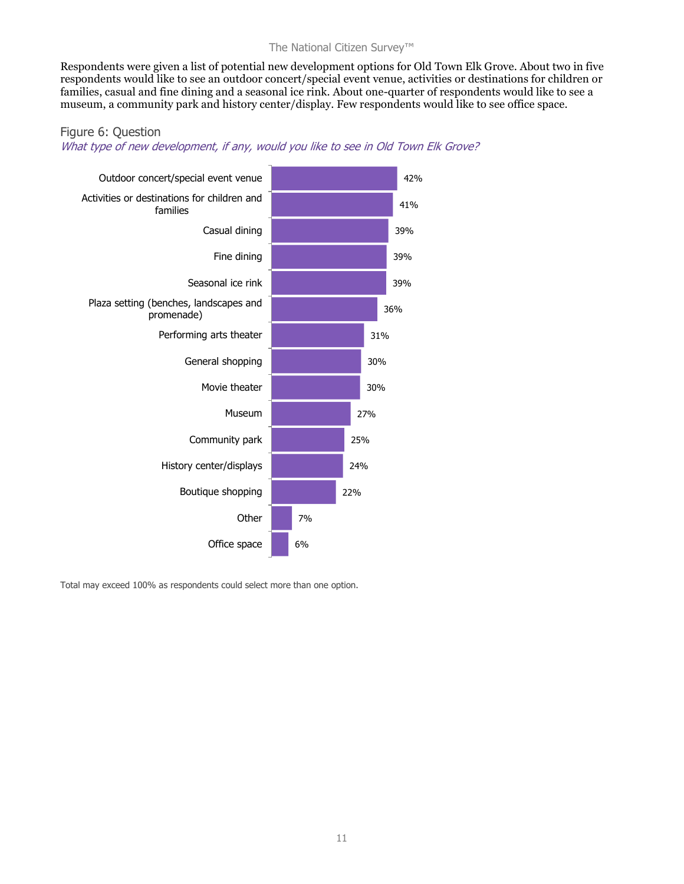Respondents were given a list of potential new development options for Old Town Elk Grove. About two in five respondents would like to see an outdoor concert/special event venue, activities or destinations for children or families, casual and fine dining and a seasonal ice rink. About one-quarter of respondents would like to see a museum, a community park and history center/display. Few respondents would like to see office space.

Figure 6: Question

*What type of new development, if any, would you like to see in Old Town Elk Grove?*

Outdoor concert/special event venue 42%
Activities or destinations for children and families 41%
Casual dining 39%
Fine dining 39%
Seasonal ice rink 39%
Plaza setting (benches, landscapes and promenade) 36%
Performing arts theater 31%
General shopping 30%
Movie theater 30%
Museum 27%
Community park 25%
History center/displays 24%
Boutique shopping 22%
Other 7%
Office space 6%

Total may exceed 100% as respondents could select more than one option.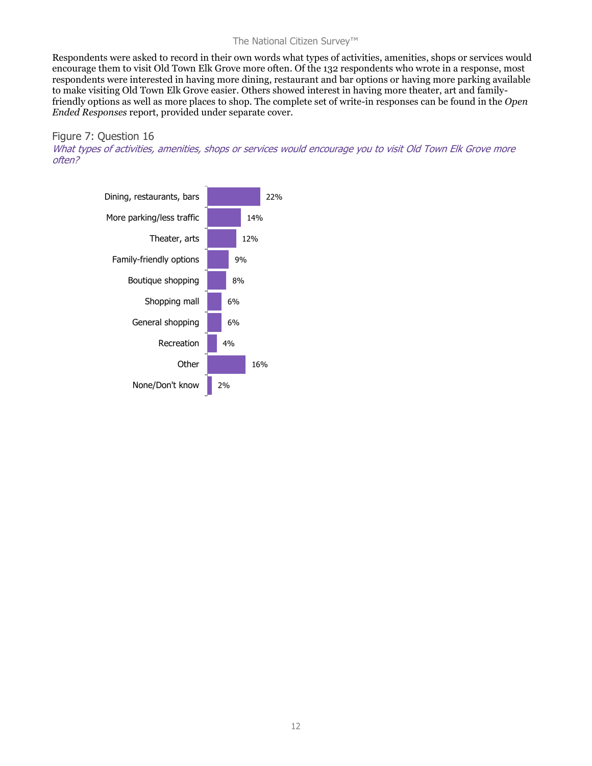Respondents were asked to record in their own words what types of activities, amenities, shops or services would encourage them to visit Old Town Elk Grove more often. Of the 132 respondents who wrote in a response, most respondents were interested in having more dining, restaurant and bar options or having more parking available to make visiting Old Town Elk Grove easier. Others showed interest in having more theater, art and family-friendly options as well as more places to shop. The complete set of write-in responses can be found in the *Open Ended Responses* report, provided under separate cover.

Figure 7: Question 16

*What types of activities, amenities, shops or services would encourage you to visit Old Town Elk Grove more often?*

Dining, restaurants, bars 22%
More parking/less traffic 14%
Theater, arts 12%
Family-friendly options 9%
Boutique shopping 8%
Shopping mall 6%
General shopping 6%
Recreation 4%
Other 16%
None/Don't know 2%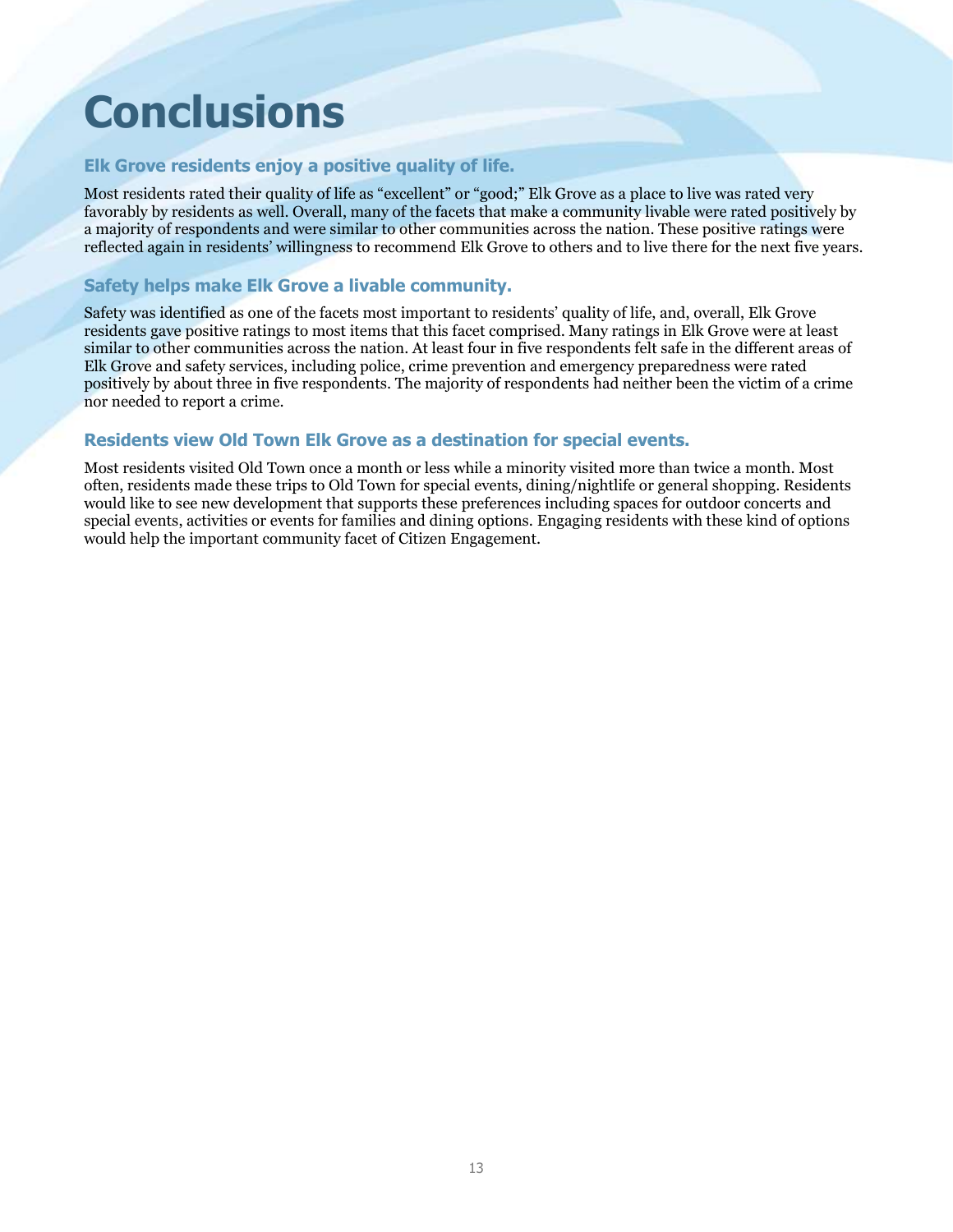# Conclusions

### Elk Grove residents enjoy a positive quality of life.

Most residents rated their quality of life as "excellent" or "good;" Elk Grove as a place to live was rated very favorably by residents as well. Overall, many of the facets that make a community livable were rated positively by a majority of respondents and were similar to other communities across the nation. These positive ratings were reflected again in residents' willingness to recommend Elk Grove to others and to live there for the next five years.

### Safety helps make Elk Grove a livable community.

Safety was identified as one of the facets most important to residents' quality of life, and, overall, Elk Grove residents gave positive ratings to most items that this facet comprised. Many ratings in Elk Grove were at least similar to other communities across the nation. At least four in five respondents felt safe in the different areas of Elk Grove and safety services, including police, crime prevention and emergency preparedness were rated positively by about three in five respondents. The majority of respondents had neither been the victim of a crime nor needed to report a crime.

### Residents view Old Town Elk Grove as a destination for special events.

Most residents visited Old Town once a month or less while a minority visited more than twice a month. Most often, residents made these trips to Old Town for special events, dining/nightlife or general shopping. Residents would like to see new development that supports these preferences including spaces for outdoor concerts and special events, activities or events for families and dining options. Engaging residents with these kind of options would help the important community facet of Citizen Engagement.